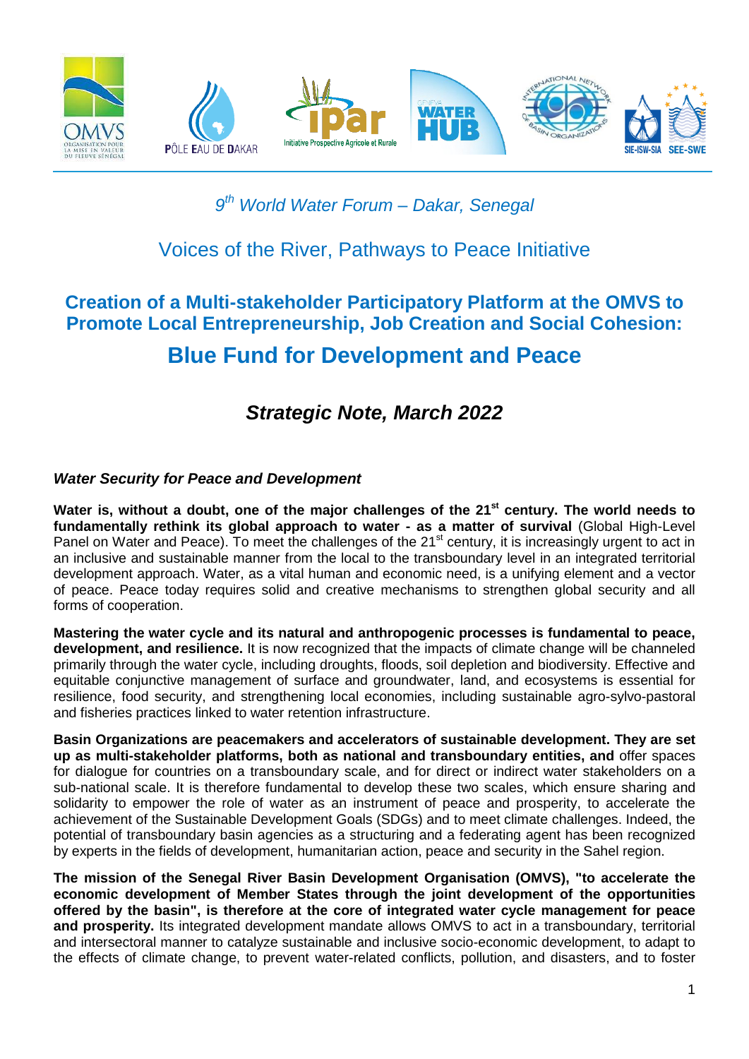*9th World Water Forum – Dakar, Senegal*

Voices of the River, Pathways to Peace Initiative

## Creation of a Multi-stakeholder Participatory Platform at the OMVS to Promote Local Entrepreneurship, Job Creation and Social Cohesion:

# Blue Fund for Development and Peace

## *Strategic Note, March 2022*

### *Water Security for Peace and Development*

**Water is, without a doubt, one of the major challenges of the 21st century. The world needs to fundamentally rethink its global approach to water - as a matter of survival** (Global High-Level Panel on Water and Peace). To meet the challenges of the 21st century, it is increasingly urgent to act in an inclusive and sustainable manner from the local to the transboundary level in an integrated territorial development approach. Water, as a vital human and economic need, is a unifying element and a vector of peace. Peace today requires solid and creative mechanisms to strengthen global security and all forms of cooperation.

**Mastering the water cycle and its natural and anthropogenic processes is fundamental to peace, development, and resilience.** It is now recognized that the impacts of climate change will be channeled primarily through the water cycle, including droughts, floods, soil depletion and biodiversity. Effective and equitable conjunctive management of surface and groundwater, land, and ecosystems is essential for resilience, food security, and strengthening local economies, including sustainable agro-sylvo-pastoral and fisheries practices linked to water retention infrastructure.

**Basin Organizations are peacemakers and accelerators of sustainable development. They are set up as multi-stakeholder platforms, both as national and transboundary entities, and** offer spaces for dialogue for countries on a transboundary scale, and for direct or indirect water stakeholders on a sub-national scale. It is therefore fundamental to develop these two scales, which ensure sharing and solidarity to empower the role of water as an instrument of peace and prosperity, to accelerate the achievement of the Sustainable Development Goals (SDGs) and to meet climate challenges. Indeed, the potential of transboundary basin agencies as a structuring and a federating agent has been recognized by experts in the fields of development, humanitarian action, peace and security in the Sahel region.

**The mission of the Senegal River Basin Development Organisation (OMVS), "to accelerate the economic development of Member States through the joint development of the opportunities offered by the basin", is therefore at the core of integrated water cycle management for peace and prosperity.** Its integrated development mandate allows OMVS to act in a transboundary, territorial and intersectoral manner to catalyze sustainable and inclusive socio-economic development, to adapt to the effects of climate change, to prevent water-related conflicts, pollution, and disasters, and to foster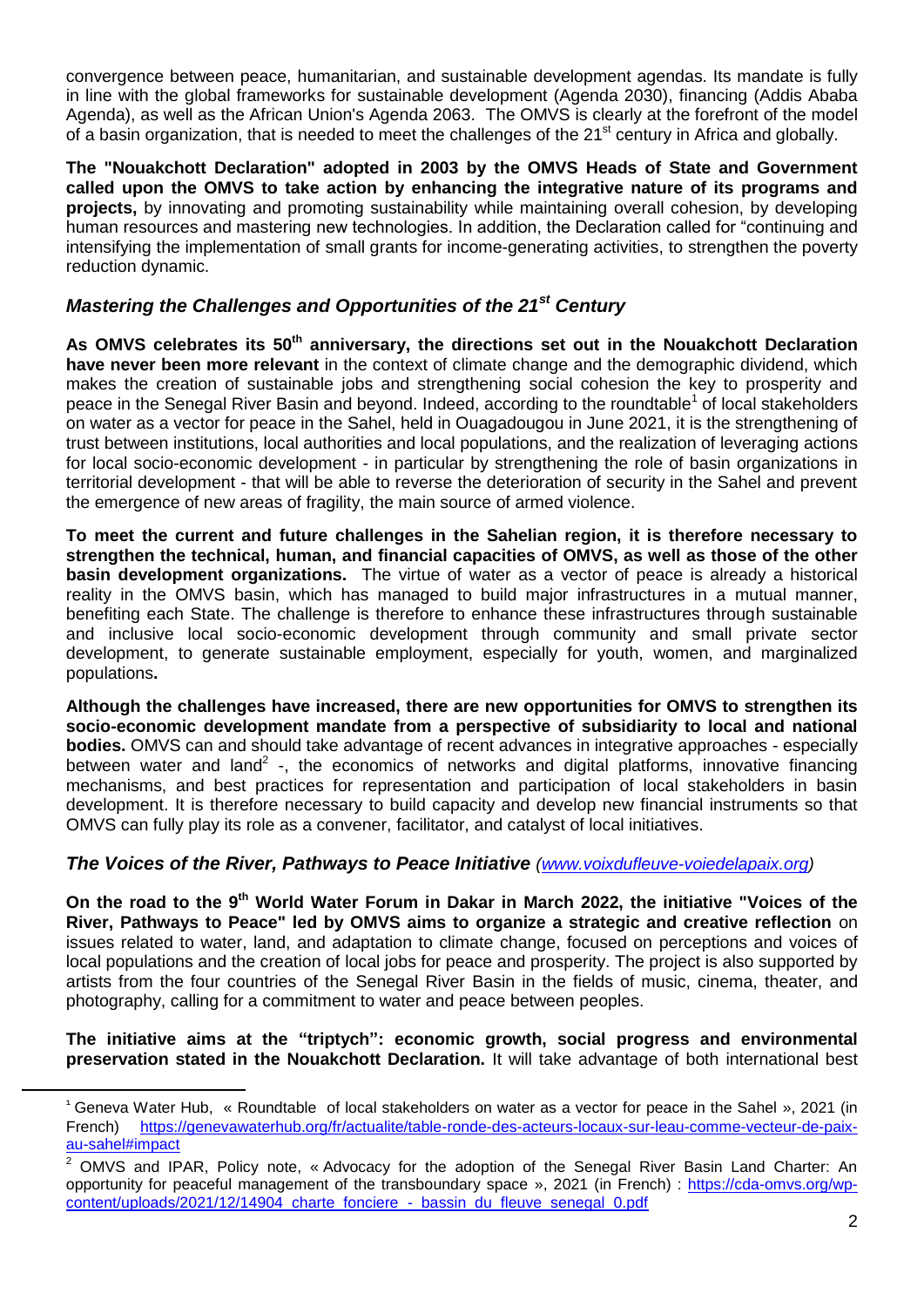convergence between peace, humanitarian, and sustainable development agendas. Its mandate is fully in line with the global frameworks for sustainable development (Agenda 2030), financing (Addis Ababa Agenda), as well as the African Union's Agenda 2063. The OMVS is clearly at the forefront of the model of a basin organization, that is needed to meet the challenges of the 21st century in Africa and globally.

**The "Nouakchott Declaration" adopted in 2003 by the OMVS Heads of State and Government called upon the OMVS to take action by enhancing the integrative nature of its programs and projects,** by innovating and promoting sustainability while maintaining overall cohesion, by developing human resources and mastering new technologies. In addition, the Declaration called for "continuing and intensifying the implementation of small grants for income-generating activities, to strengthen the poverty reduction dynamic.

## *Mastering the Challenges and Opportunities of the 21st Century*

**As OMVS celebrates its 50th anniversary, the directions set out in the Nouakchott Declaration have never been more relevant** in the context of climate change and the demographic dividend, which makes the creation of sustainable jobs and strengthening social cohesion the key to prosperity and peace in the Senegal River Basin and beyond. Indeed, according to the roundtable[1] of local stakeholders on water as a vector for peace in the Sahel, held in Ouagadougou in June 2021, it is the strengthening of trust between institutions, local authorities and local populations, and the realization of leveraging actions for local socio-economic development - in particular by strengthening the role of basin organizations in territorial development - that will be able to reverse the deterioration of security in the Sahel and prevent the emergence of new areas of fragility, the main source of armed violence.

**To meet the current and future challenges in the Sahelian region, it is therefore necessary to strengthen the technical, human, and financial capacities of OMVS, as well as those of the other basin development organizations.** The virtue of water as a vector of peace is already a historical reality in the OMVS basin, which has managed to build major infrastructures in a mutual manner, benefiting each State. The challenge is therefore to enhance these infrastructures through sustainable and inclusive local socio-economic development through community and small private sector development, to generate sustainable employment, especially for youth, women, and marginalized populations**.**

**Although the challenges have increased, there are new opportunities for OMVS to strengthen its socio-economic development mandate from a perspective of subsidiarity to local and national bodies.** OMVS can and should take advantage of recent advances in integrative approaches - especially between water and land[2] -, the economics of networks and digital platforms, innovative financing mechanisms, and best practices for representation and participation of local stakeholders in basin development. It is therefore necessary to build capacity and develop new financial instruments so that OMVS can fully play its role as a convener, facilitator, and catalyst of local initiatives.

## *The Voices of the River, Pathways to Peace Initiative (www.voixdufleuve-voiedelapaix.org)*

**On the road to the 9th World Water Forum in Dakar in March 2022, the initiative "Voices of the River, Pathways to Peace" led by OMVS aims to organize a strategic and creative reflection** on issues related to water, land, and adaptation to climate change, focused on perceptions and voices of local populations and the creation of local jobs for peace and prosperity. The project is also supported by artists from the four countries of the Senegal River Basin in the fields of music, cinema, theater, and photography, calling for a commitment to water and peace between peoples.

**The initiative aims at the "triptych": economic growth, social progress and environmental preservation stated in the Nouakchott Declaration.** It will take advantage of both international best

---

[1] Geneva Water Hub, « Roundtable of local stakeholders on water as a vector for peace in the Sahel », 2021 (in French) https://genevawaterhub.org/fr/actualite/table-ronde-des-acteurs-locaux-sur-leau-comme-vecteur-de-paix-au-sahel#impact

[2] OMVS and IPAR, Policy note, « Advocacy for the adoption of the Senegal River Basin Land Charter: An opportunity for peaceful management of the transboundary space », 2021 (in French) : https://cda-omvs.org/wp-content/uploads/2021/12/14904_charte_fonciere_-_bassin_du_fleuve_senegal_0.pdf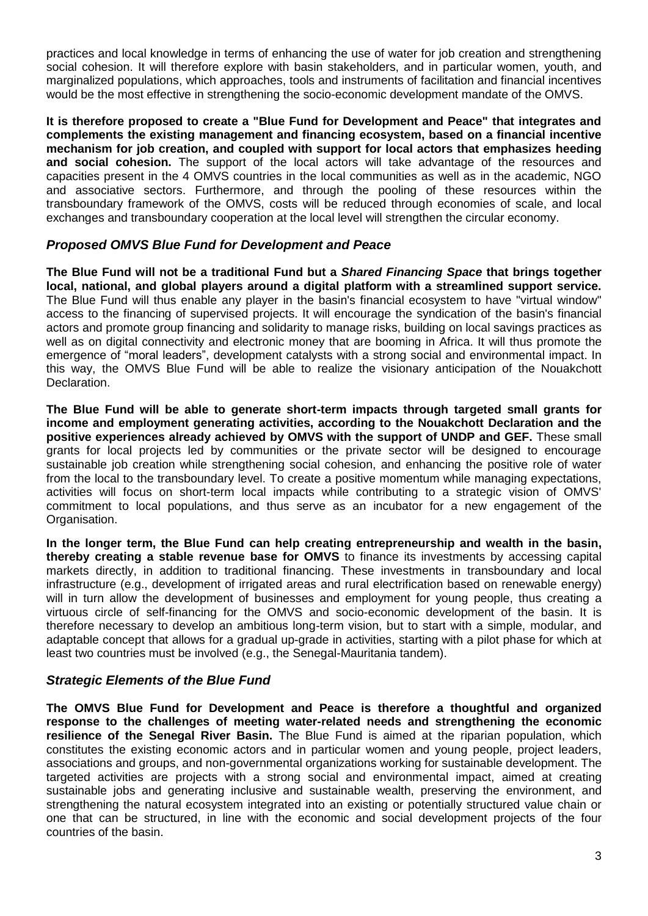practices and local knowledge in terms of enhancing the use of water for job creation and strengthening social cohesion. It will therefore explore with basin stakeholders, and in particular women, youth, and marginalized populations, which approaches, tools and instruments of facilitation and financial incentives would be the most effective in strengthening the socio-economic development mandate of the OMVS.

**It is therefore proposed to create a "Blue Fund for Development and Peace" that integrates and complements the existing management and financing ecosystem, based on a financial incentive mechanism for job creation, and coupled with support for local actors that emphasizes heeding and social cohesion.** The support of the local actors will take advantage of the resources and capacities present in the 4 OMVS countries in the local communities as well as in the academic, NGO and associative sectors. Furthermore, and through the pooling of these resources within the transboundary framework of the OMVS, costs will be reduced through economies of scale, and local exchanges and transboundary cooperation at the local level will strengthen the circular economy.

## *Proposed OMVS Blue Fund for Development and Peace*

**The Blue Fund will not be a traditional Fund but a *Shared Financing Space* that brings together local, national, and global players around a digital platform with a streamlined support service.** The Blue Fund will thus enable any player in the basin's financial ecosystem to have "virtual window" access to the financing of supervised projects. It will encourage the syndication of the basin's financial actors and promote group financing and solidarity to manage risks, building on local savings practices as well as on digital connectivity and electronic money that are booming in Africa. It will thus promote the emergence of "moral leaders", development catalysts with a strong social and environmental impact. In this way, the OMVS Blue Fund will be able to realize the visionary anticipation of the Nouakchott Declaration.

**The Blue Fund will be able to generate short-term impacts through targeted small grants for income and employment generating activities, according to the Nouakchott Declaration and the positive experiences already achieved by OMVS with the support of UNDP and GEF.** These small grants for local projects led by communities or the private sector will be designed to encourage sustainable job creation while strengthening social cohesion, and enhancing the positive role of water from the local to the transboundary level. To create a positive momentum while managing expectations, activities will focus on short-term local impacts while contributing to a strategic vision of OMVS' commitment to local populations, and thus serve as an incubator for a new engagement of the Organisation.

**In the longer term, the Blue Fund can help creating entrepreneurship and wealth in the basin, thereby creating a stable revenue base for OMVS** to finance its investments by accessing capital markets directly, in addition to traditional financing. These investments in transboundary and local infrastructure (e.g., development of irrigated areas and rural electrification based on renewable energy) will in turn allow the development of businesses and employment for young people, thus creating a virtuous circle of self-financing for the OMVS and socio-economic development of the basin. It is therefore necessary to develop an ambitious long-term vision, but to start with a simple, modular, and adaptable concept that allows for a gradual up-grade in activities, starting with a pilot phase for which at least two countries must be involved (e.g., the Senegal-Mauritania tandem).

## *Strategic Elements of the Blue Fund*

**The OMVS Blue Fund for Development and Peace is therefore a thoughtful and organized response to the challenges of meeting water-related needs and strengthening the economic resilience of the Senegal River Basin.** The Blue Fund is aimed at the riparian population, which constitutes the existing economic actors and in particular women and young people, project leaders, associations and groups, and non-governmental organizations working for sustainable development. The targeted activities are projects with a strong social and environmental impact, aimed at creating sustainable jobs and generating inclusive and sustainable wealth, preserving the environment, and strengthening the natural ecosystem integrated into an existing or potentially structured value chain or one that can be structured, in line with the economic and social development projects of the four countries of the basin.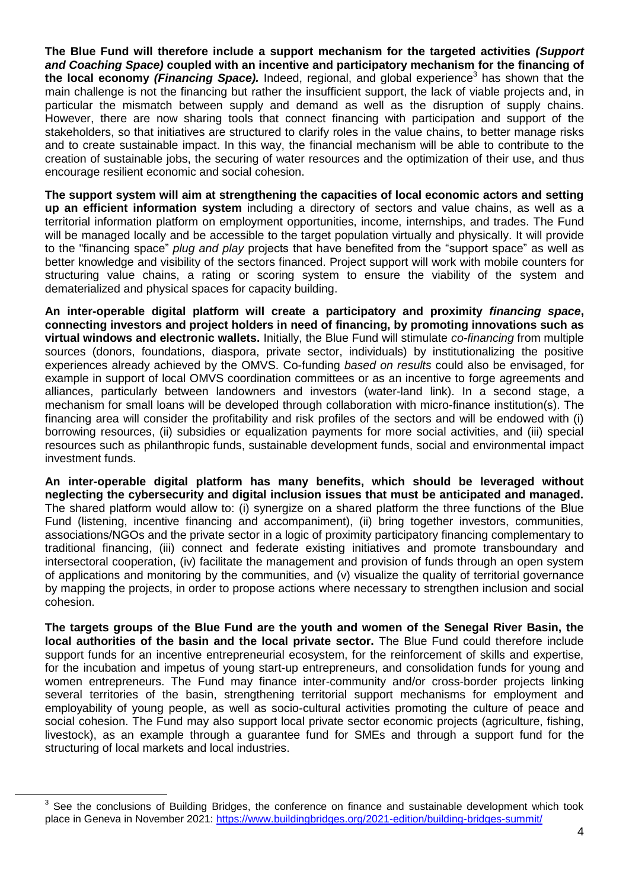**The Blue Fund will therefore include a support mechanism for the targeted activities *(Support and Coaching Space)* coupled with an incentive and participatory mechanism for the financing of the local economy *(Financing Space).*** Indeed, regional, and global experience[3] has shown that the main challenge is not the financing but rather the insufficient support, the lack of viable projects and, in particular the mismatch between supply and demand as well as the disruption of supply chains. However, there are now sharing tools that connect financing with participation and support of the stakeholders, so that initiatives are structured to clarify roles in the value chains, to better manage risks and to create sustainable impact. In this way, the financial mechanism will be able to contribute to the creation of sustainable jobs, the securing of water resources and the optimization of their use, and thus encourage resilient economic and social cohesion.

**The support system will aim at strengthening the capacities of local economic actors and setting up an efficient information system** including a directory of sectors and value chains, as well as a territorial information platform on employment opportunities, income, internships, and trades. The Fund will be managed locally and be accessible to the target population virtually and physically. It will provide to the "financing space" *plug and play* projects that have benefited from the "support space" as well as better knowledge and visibility of the sectors financed. Project support will work with mobile counters for structuring value chains, a rating or scoring system to ensure the viability of the system and dematerialized and physical spaces for capacity building.

**An inter-operable digital platform will create a participatory and proximity *financing space*, connecting investors and project holders in need of financing, by promoting innovations such as virtual windows and electronic wallets.** Initially, the Blue Fund will stimulate *co-financing* from multiple sources (donors, foundations, diaspora, private sector, individuals) by institutionalizing the positive experiences already achieved by the OMVS. Co-funding *based on results* could also be envisaged, for example in support of local OMVS coordination committees or as an incentive to forge agreements and alliances, particularly between landowners and investors (water-land link). In a second stage, a mechanism for small loans will be developed through collaboration with micro-finance institution(s). The financing area will consider the profitability and risk profiles of the sectors and will be endowed with (i) borrowing resources, (ii) subsidies or equalization payments for more social activities, and (iii) special resources such as philanthropic funds, sustainable development funds, social and environmental impact investment funds.

**An inter-operable digital platform has many benefits, which should be leveraged without neglecting the cybersecurity and digital inclusion issues that must be anticipated and managed.** The shared platform would allow to: (i) synergize on a shared platform the three functions of the Blue Fund (listening, incentive financing and accompaniment), (ii) bring together investors, communities, associations/NGOs and the private sector in a logic of proximity participatory financing complementary to traditional financing, (iii) connect and federate existing initiatives and promote transboundary and intersectoral cooperation, (iv) facilitate the management and provision of funds through an open system of applications and monitoring by the communities, and (v) visualize the quality of territorial governance by mapping the projects, in order to propose actions where necessary to strengthen inclusion and social cohesion.

**The targets groups of the Blue Fund are the youth and women of the Senegal River Basin, the local authorities of the basin and the local private sector.** The Blue Fund could therefore include support funds for an incentive entrepreneurial ecosystem, for the reinforcement of skills and expertise, for the incubation and impetus of young start-up entrepreneurs, and consolidation funds for young and women entrepreneurs. The Fund may finance inter-community and/or cross-border projects linking several territories of the basin, strengthening territorial support mechanisms for employment and employability of young people, as well as socio-cultural activities promoting the culture of peace and social cohesion. The Fund may also support local private sector economic projects (agriculture, fishing, livestock), as an example through a guarantee fund for SMEs and through a support fund for the structuring of local markets and local industries.

---

[3] See the conclusions of Building Bridges, the conference on finance and sustainable development which took place in Geneva in November 2021: https://www.buildingbridges.org/2021-edition/building-bridges-summit/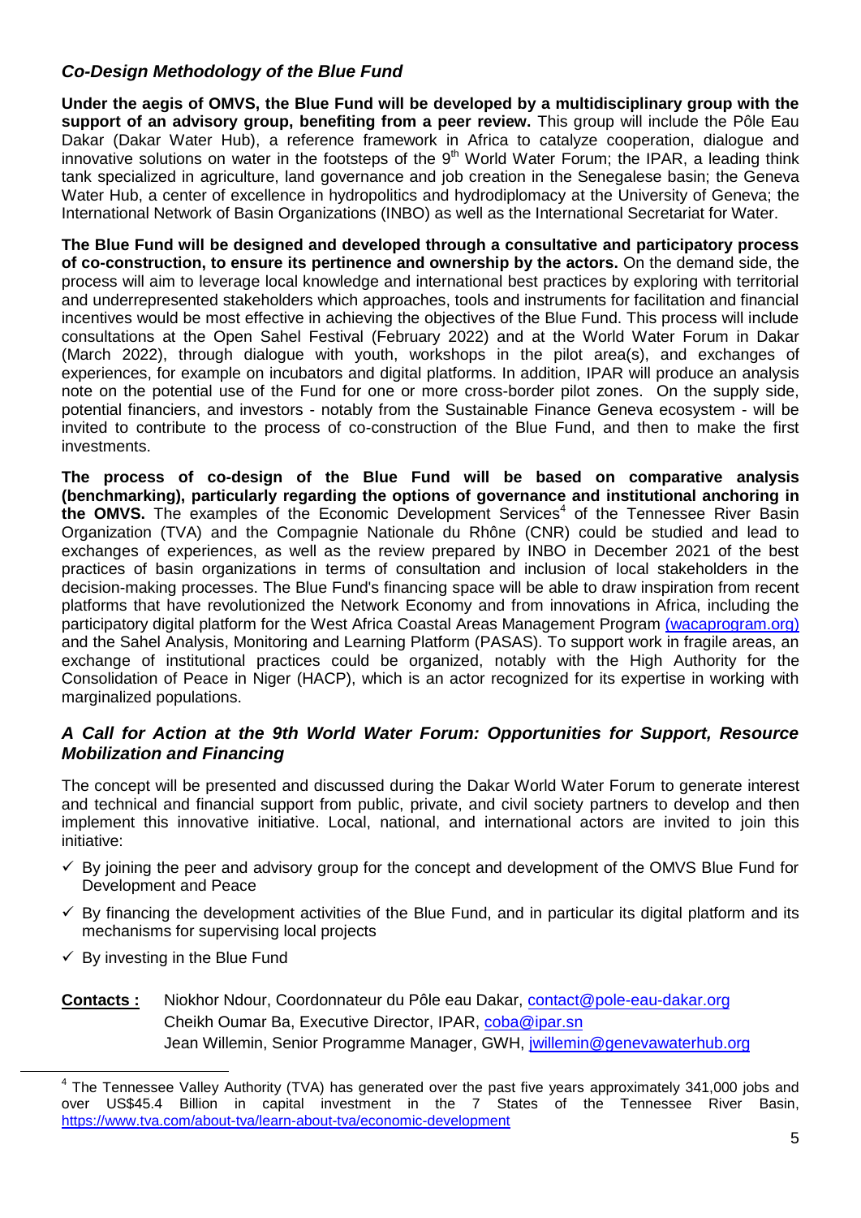### *Co-Design Methodology of the Blue Fund*

**Under the aegis of OMVS, the Blue Fund will be developed by a multidisciplinary group with the support of an advisory group, benefiting from a peer review.** This group will include the Pôle Eau Dakar (Dakar Water Hub), a reference framework in Africa to catalyze cooperation, dialogue and innovative solutions on water in the footsteps of the 9th World Water Forum; the IPAR, a leading think tank specialized in agriculture, land governance and job creation in the Senegalese basin; the Geneva Water Hub, a center of excellence in hydropolitics and hydrodiplomacy at the University of Geneva; the International Network of Basin Organizations (INBO) as well as the International Secretariat for Water.

**The Blue Fund will be designed and developed through a consultative and participatory process of co-construction, to ensure its pertinence and ownership by the actors.** On the demand side, the process will aim to leverage local knowledge and international best practices by exploring with territorial and underrepresented stakeholders which approaches, tools and instruments for facilitation and financial incentives would be most effective in achieving the objectives of the Blue Fund. This process will include consultations at the Open Sahel Festival (February 2022) and at the World Water Forum in Dakar (March 2022), through dialogue with youth, workshops in the pilot area(s), and exchanges of experiences, for example on incubators and digital platforms. In addition, IPAR will produce an analysis note on the potential use of the Fund for one or more cross-border pilot zones. On the supply side, potential financiers, and investors - notably from the Sustainable Finance Geneva ecosystem - will be invited to contribute to the process of co-construction of the Blue Fund, and then to make the first investments.

**The process of co-design of the Blue Fund will be based on comparative analysis (benchmarking), particularly regarding the options of governance and institutional anchoring in the OMVS.** The examples of the Economic Development Services[4] of the Tennessee River Basin Organization (TVA) and the Compagnie Nationale du Rhône (CNR) could be studied and lead to exchanges of experiences, as well as the review prepared by INBO in December 2021 of the best practices of basin organizations in terms of consultation and inclusion of local stakeholders in the decision-making processes. The Blue Fund's financing space will be able to draw inspiration from recent platforms that have revolutionized the Network Economy and from innovations in Africa, including the participatory digital platform for the West Africa Coastal Areas Management Program (wacaprogram.org) and the Sahel Analysis, Monitoring and Learning Platform (PASAS). To support work in fragile areas, an exchange of institutional practices could be organized, notably with the High Authority for the Consolidation of Peace in Niger (HACP), which is an actor recognized for its expertise in working with marginalized populations.

### *A Call for Action at the 9th World Water Forum: Opportunities for Support, Resource Mobilization and Financing*

The concept will be presented and discussed during the Dakar World Water Forum to generate interest and technical and financial support from public, private, and civil society partners to develop and then implement this innovative initiative. Local, national, and international actors are invited to join this initiative:

- ✓ By joining the peer and advisory group for the concept and development of the OMVS Blue Fund for Development and Peace
- ✓ By financing the development activities of the Blue Fund, and in particular its digital platform and its mechanisms for supervising local projects
- ✓ By investing in the Blue Fund

**Contacts :** Niokhor Ndour, Coordonnateur du Pôle eau Dakar, contact@pole-eau-dakar.org
Cheikh Oumar Ba, Executive Director, IPAR, coba@ipar.sn
Jean Willemin, Senior Programme Manager, GWH, jwillemin@genevawaterhub.org

[4] The Tennessee Valley Authority (TVA) has generated over the past five years approximately 341,000 jobs and over US$45.4 Billion in capital investment in the 7 States of the Tennessee River Basin, https://www.tva.com/about-tva/learn-about-tva/economic-development